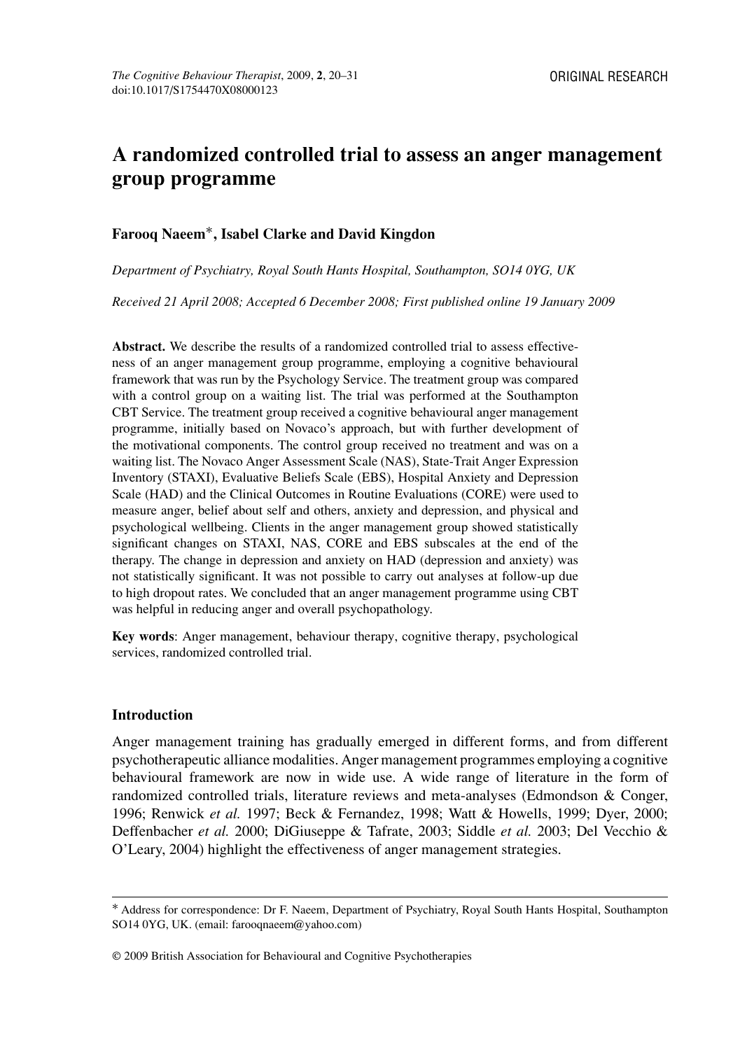ORIGINAL RESEARCH

# A randomized controlled trial to assess an anger management group programme

**Farooq Naeem\*, Isabel Clarke and David Kingdon**

*Department of Psychiatry, Royal South Hants Hospital, Southampton, SO14 0YG, UK*

*Received 21 April 2008; Accepted 6 December 2008; First published online 19 January 2009*

**Abstract.** We describe the results of a randomized controlled trial to assess effectiveness of an anger management group programme, employing a cognitive behavioural framework that was run by the Psychology Service. The treatment group was compared with a control group on a waiting list. The trial was performed at the Southampton CBT Service. The treatment group received a cognitive behavioural anger management programme, initially based on Novaco's approach, but with further development of the motivational components. The control group received no treatment and was on a waiting list. The Novaco Anger Assessment Scale (NAS), State-Trait Anger Expression Inventory (STAXI), Evaluative Beliefs Scale (EBS), Hospital Anxiety and Depression Scale (HAD) and the Clinical Outcomes in Routine Evaluations (CORE) were used to measure anger, belief about self and others, anxiety and depression, and physical and psychological wellbeing. Clients in the anger management group showed statistically significant changes on STAXI, NAS, CORE and EBS subscales at the end of the therapy. The change in depression and anxiety on HAD (depression and anxiety) was not statistically significant. It was not possible to carry out analyses at follow-up due to high dropout rates. We concluded that an anger management programme using CBT was helpful in reducing anger and overall psychopathology.

**Key words**: Anger management, behaviour therapy, cognitive therapy, psychological services, randomized controlled trial.

## Introduction

Anger management training has gradually emerged in different forms, and from different psychotherapeutic alliance modalities. Anger management programmes employing a cognitive behavioural framework are now in wide use. A wide range of literature in the form of randomized controlled trials, literature reviews and meta-analyses (Edmondson & Conger, 1996; Renwick *et al.* 1997; Beck & Fernandez, 1998; Watt & Howells, 1999; Dyer, 2000; Deffenbacher *et al.* 2000; DiGiuseppe & Tafrate, 2003; Siddle *et al.* 2003; Del Vecchio & O'Leary, 2004) highlight the effectiveness of anger management strategies.

---

\* Address for correspondence: Dr F. Naeem, Department of Psychiatry, Royal South Hants Hospital, Southampton SO14 0YG, UK. (email: farooqnaeem@yahoo.com)

© 2009 British Association for Behavioural and Cognitive Psychotherapies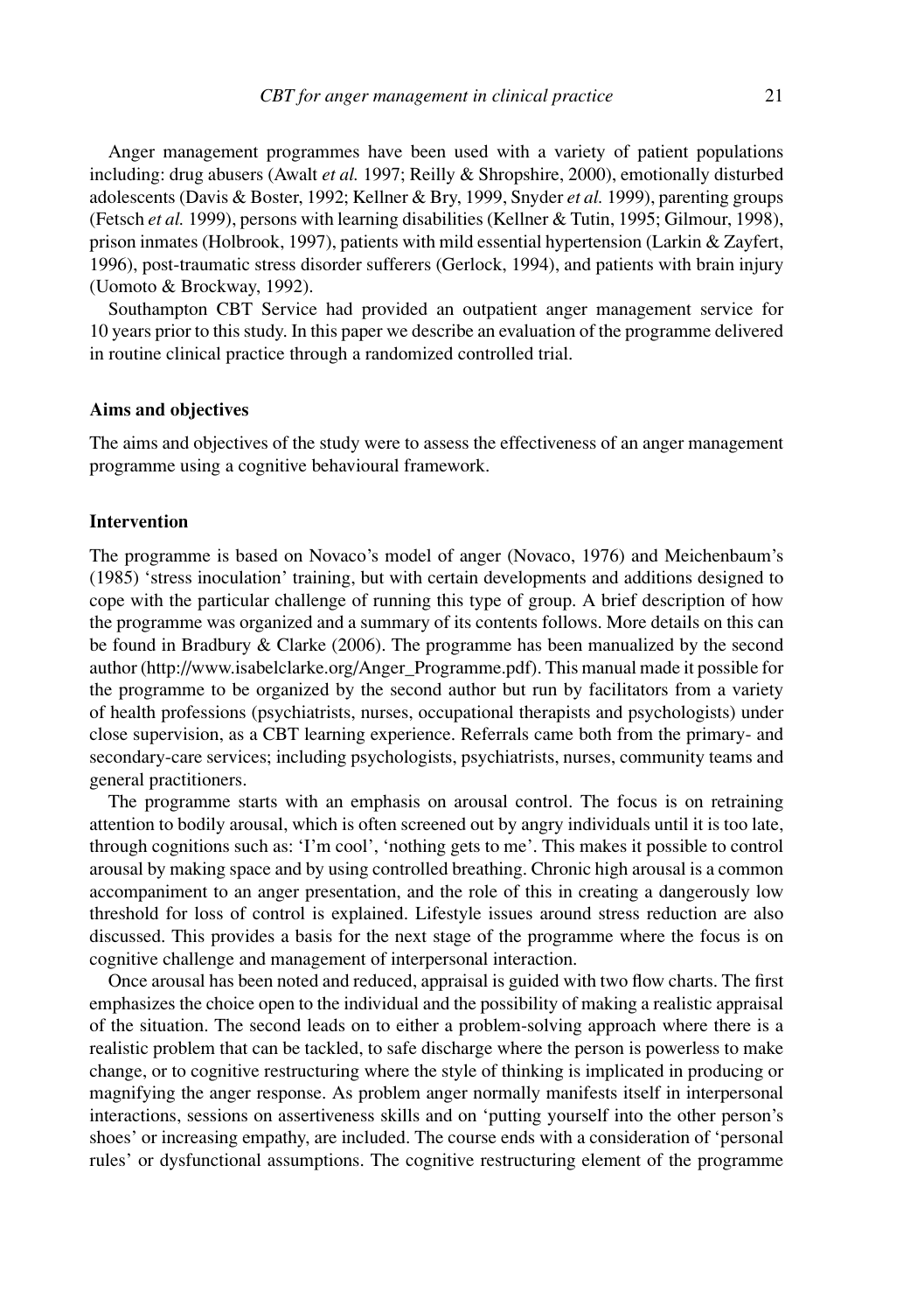Anger management programmes have been used with a variety of patient populations including: drug abusers (Awalt *et al.* 1997; Reilly & Shropshire, 2000), emotionally disturbed adolescents (Davis & Boster, 1992; Kellner & Bry, 1999, Snyder *et al.* 1999), parenting groups (Fetsch *et al.* 1999), persons with learning disabilities (Kellner & Tutin, 1995; Gilmour, 1998), prison inmates (Holbrook, 1997), patients with mild essential hypertension (Larkin & Zayfert, 1996), post-traumatic stress disorder sufferers (Gerlock, 1994), and patients with brain injury (Uomoto & Brockway, 1992).

Southampton CBT Service had provided an outpatient anger management service for 10 years prior to this study. In this paper we describe an evaluation of the programme delivered in routine clinical practice through a randomized controlled trial.

## Aims and objectives

The aims and objectives of the study were to assess the effectiveness of an anger management programme using a cognitive behavioural framework.

## Intervention

The programme is based on Novaco's model of anger (Novaco, 1976) and Meichenbaum's (1985) 'stress inoculation' training, but with certain developments and additions designed to cope with the particular challenge of running this type of group. A brief description of how the programme was organized and a summary of its contents follows. More details on this can be found in Bradbury & Clarke (2006). The programme has been manualized by the second author (http://www.isabelclarke.org/Anger_Programme.pdf). This manual made it possible for the programme to be organized by the second author but run by facilitators from a variety of health professions (psychiatrists, nurses, occupational therapists and psychologists) under close supervision, as a CBT learning experience. Referrals came both from the primary- and secondary-care services; including psychologists, psychiatrists, nurses, community teams and general practitioners.

The programme starts with an emphasis on arousal control. The focus is on retraining attention to bodily arousal, which is often screened out by angry individuals until it is too late, through cognitions such as: 'I'm cool', 'nothing gets to me'. This makes it possible to control arousal by making space and by using controlled breathing. Chronic high arousal is a common accompaniment to an anger presentation, and the role of this in creating a dangerously low threshold for loss of control is explained. Lifestyle issues around stress reduction are also discussed. This provides a basis for the next stage of the programme where the focus is on cognitive challenge and management of interpersonal interaction.

Once arousal has been noted and reduced, appraisal is guided with two flow charts. The first emphasizes the choice open to the individual and the possibility of making a realistic appraisal of the situation. The second leads on to either a problem-solving approach where there is a realistic problem that can be tackled, to safe discharge where the person is powerless to make change, or to cognitive restructuring where the style of thinking is implicated in producing or magnifying the anger response. As problem anger normally manifests itself in interpersonal interactions, sessions on assertiveness skills and on 'putting yourself into the other person's shoes' or increasing empathy, are included. The course ends with a consideration of 'personal rules' or dysfunctional assumptions. The cognitive restructuring element of the programme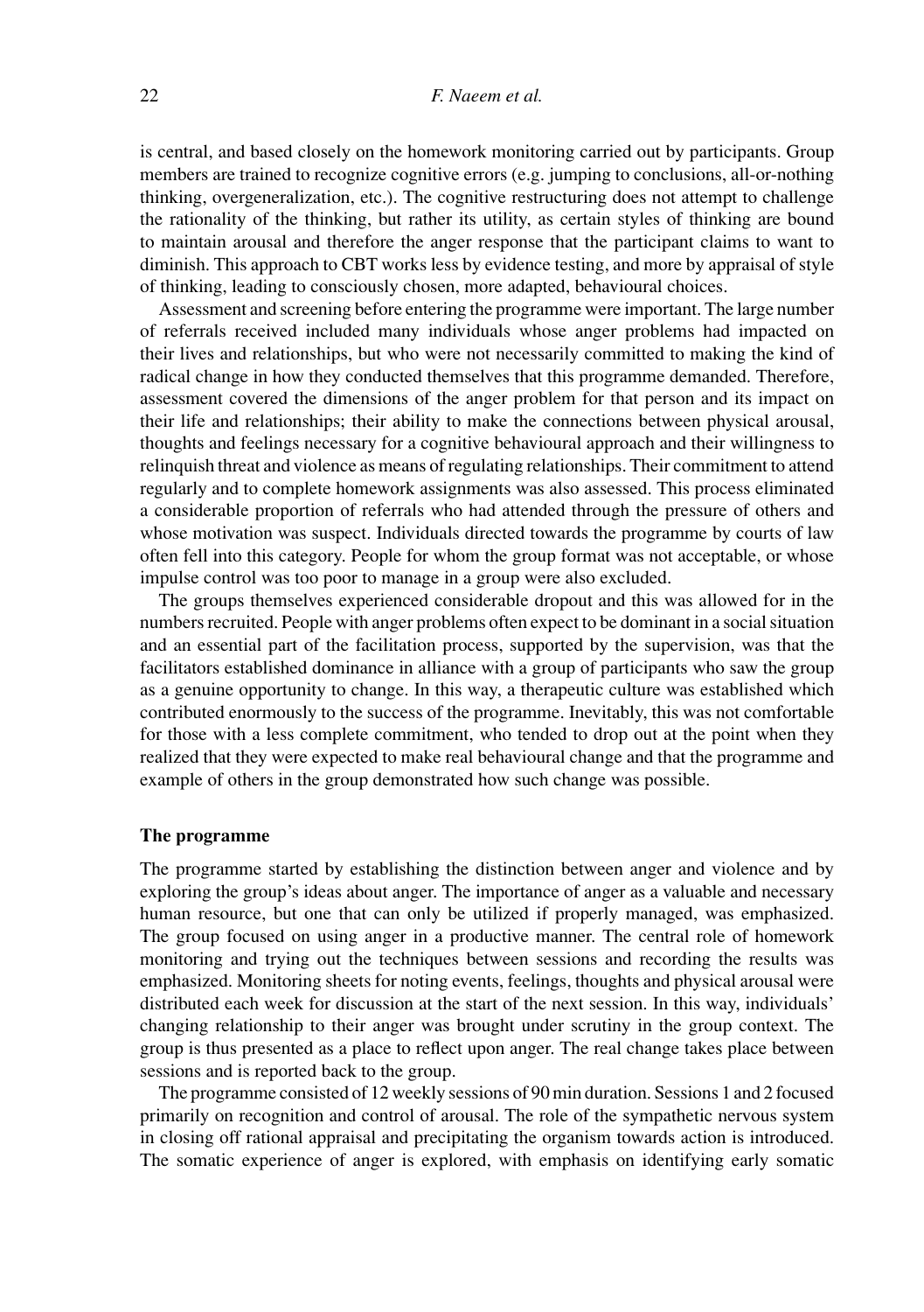is central, and based closely on the homework monitoring carried out by participants. Group members are trained to recognize cognitive errors (e.g. jumping to conclusions, all-or-nothing thinking, overgeneralization, etc.). The cognitive restructuring does not attempt to challenge the rationality of the thinking, but rather its utility, as certain styles of thinking are bound to maintain arousal and therefore the anger response that the participant claims to want to diminish. This approach to CBT works less by evidence testing, and more by appraisal of style of thinking, leading to consciously chosen, more adapted, behavioural choices.

Assessment and screening before entering the programme were important. The large number of referrals received included many individuals whose anger problems had impacted on their lives and relationships, but who were not necessarily committed to making the kind of radical change in how they conducted themselves that this programme demanded. Therefore, assessment covered the dimensions of the anger problem for that person and its impact on their life and relationships; their ability to make the connections between physical arousal, thoughts and feelings necessary for a cognitive behavioural approach and their willingness to relinquish threat and violence as means of regulating relationships. Their commitment to attend regularly and to complete homework assignments was also assessed. This process eliminated a considerable proportion of referrals who had attended through the pressure of others and whose motivation was suspect. Individuals directed towards the programme by courts of law often fell into this category. People for whom the group format was not acceptable, or whose impulse control was too poor to manage in a group were also excluded.

The groups themselves experienced considerable dropout and this was allowed for in the numbers recruited. People with anger problems often expect to be dominant in a social situation and an essential part of the facilitation process, supported by the supervision, was that the facilitators established dominance in alliance with a group of participants who saw the group as a genuine opportunity to change. In this way, a therapeutic culture was established which contributed enormously to the success of the programme. Inevitably, this was not comfortable for those with a less complete commitment, who tended to drop out at the point when they realized that they were expected to make real behavioural change and that the programme and example of others in the group demonstrated how such change was possible.

## The programme

The programme started by establishing the distinction between anger and violence and by exploring the group's ideas about anger. The importance of anger as a valuable and necessary human resource, but one that can only be utilized if properly managed, was emphasized. The group focused on using anger in a productive manner. The central role of homework monitoring and trying out the techniques between sessions and recording the results was emphasized. Monitoring sheets for noting events, feelings, thoughts and physical arousal were distributed each week for discussion at the start of the next session. In this way, individuals' changing relationship to their anger was brought under scrutiny in the group context. The group is thus presented as a place to reflect upon anger. The real change takes place between sessions and is reported back to the group.

The programme consisted of 12 weekly sessions of 90 min duration. Sessions 1 and 2 focused primarily on recognition and control of arousal. The role of the sympathetic nervous system in closing off rational appraisal and precipitating the organism towards action is introduced. The somatic experience of anger is explored, with emphasis on identifying early somatic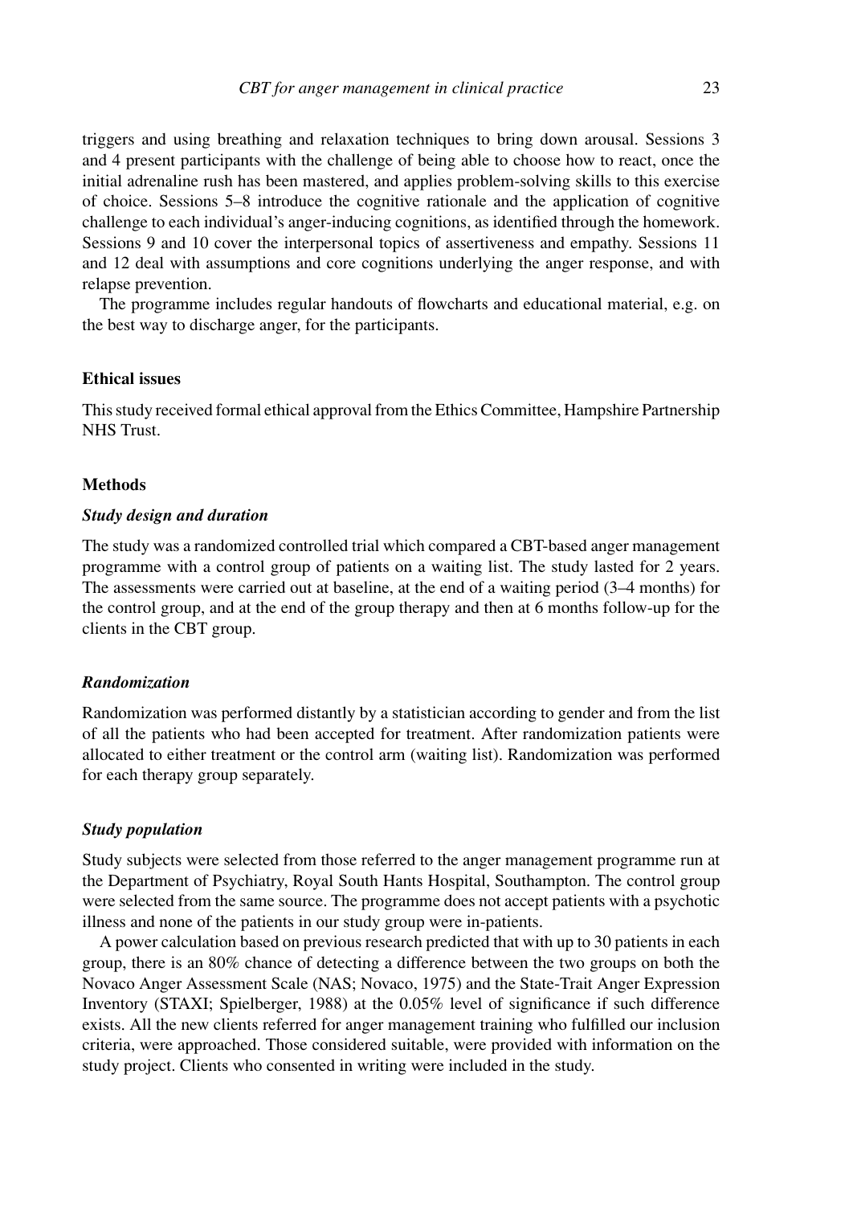triggers and using breathing and relaxation techniques to bring down arousal. Sessions 3 and 4 present participants with the challenge of being able to choose how to react, once the initial adrenaline rush has been mastered, and applies problem-solving skills to this exercise of choice. Sessions 5–8 introduce the cognitive rationale and the application of cognitive challenge to each individual's anger-inducing cognitions, as identified through the homework. Sessions 9 and 10 cover the interpersonal topics of assertiveness and empathy. Sessions 11 and 12 deal with assumptions and core cognitions underlying the anger response, and with relapse prevention.

The programme includes regular handouts of flowcharts and educational material, e.g. on the best way to discharge anger, for the participants.

### Ethical issues

This study received formal ethical approval from the Ethics Committee, Hampshire Partnership NHS Trust.

### Methods

#### *Study design and duration*

The study was a randomized controlled trial which compared a CBT-based anger management programme with a control group of patients on a waiting list. The study lasted for 2 years. The assessments were carried out at baseline, at the end of a waiting period (3–4 months) for the control group, and at the end of the group therapy and then at 6 months follow-up for the clients in the CBT group.

#### *Randomization*

Randomization was performed distantly by a statistician according to gender and from the list of all the patients who had been accepted for treatment. After randomization patients were allocated to either treatment or the control arm (waiting list). Randomization was performed for each therapy group separately.

#### *Study population*

Study subjects were selected from those referred to the anger management programme run at the Department of Psychiatry, Royal South Hants Hospital, Southampton. The control group were selected from the same source. The programme does not accept patients with a psychotic illness and none of the patients in our study group were in-patients.

A power calculation based on previous research predicted that with up to 30 patients in each group, there is an 80% chance of detecting a difference between the two groups on both the Novaco Anger Assessment Scale (NAS; Novaco, 1975) and the State-Trait Anger Expression Inventory (STAXI; Spielberger, 1988) at the 0.05% level of significance if such difference exists. All the new clients referred for anger management training who fulfilled our inclusion criteria, were approached. Those considered suitable, were provided with information on the study project. Clients who consented in writing were included in the study.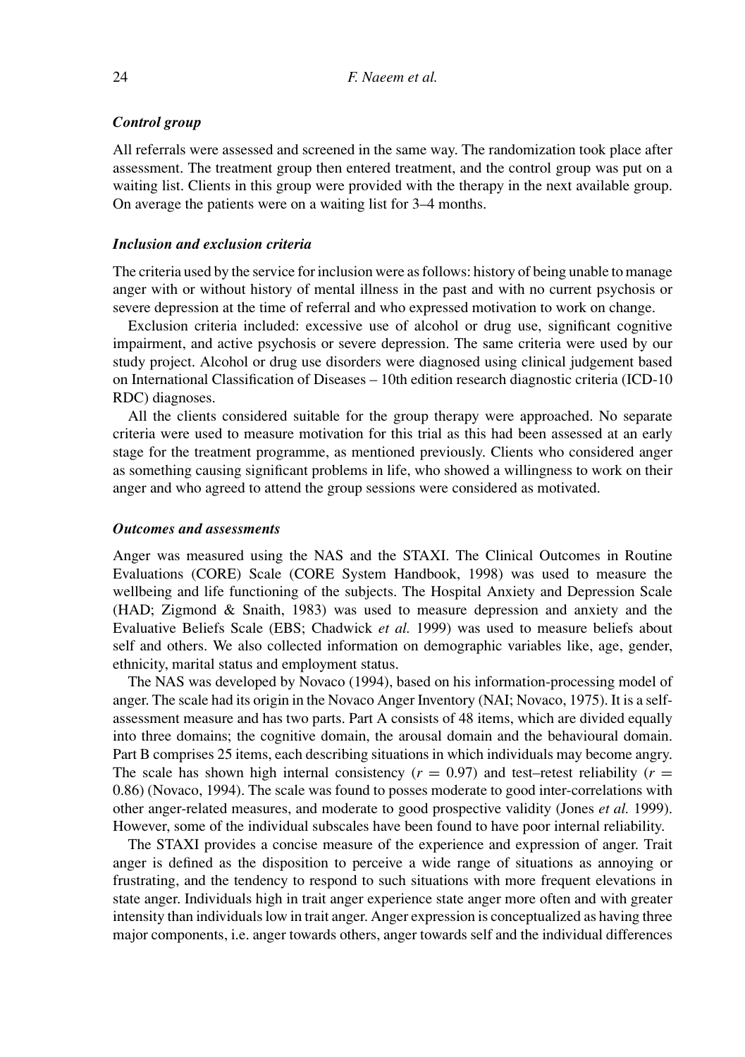### *Control group*

All referrals were assessed and screened in the same way. The randomization took place after assessment. The treatment group then entered treatment, and the control group was put on a waiting list. Clients in this group were provided with the therapy in the next available group. On average the patients were on a waiting list for 3–4 months.

### *Inclusion and exclusion criteria*

The criteria used by the service for inclusion were as follows: history of being unable to manage anger with or without history of mental illness in the past and with no current psychosis or severe depression at the time of referral and who expressed motivation to work on change.

Exclusion criteria included: excessive use of alcohol or drug use, significant cognitive impairment, and active psychosis or severe depression. The same criteria were used by our study project. Alcohol or drug use disorders were diagnosed using clinical judgement based on International Classification of Diseases – 10th edition research diagnostic criteria (ICD-10 RDC) diagnoses.

All the clients considered suitable for the group therapy were approached. No separate criteria were used to measure motivation for this trial as this had been assessed at an early stage for the treatment programme, as mentioned previously. Clients who considered anger as something causing significant problems in life, who showed a willingness to work on their anger and who agreed to attend the group sessions were considered as motivated.

### *Outcomes and assessments*

Anger was measured using the NAS and the STAXI. The Clinical Outcomes in Routine Evaluations (CORE) Scale (CORE System Handbook, 1998) was used to measure the wellbeing and life functioning of the subjects. The Hospital Anxiety and Depression Scale (HAD; Zigmond & Snaith, 1983) was used to measure depression and anxiety and the Evaluative Beliefs Scale (EBS; Chadwick *et al.* 1999) was used to measure beliefs about self and others. We also collected information on demographic variables like, age, gender, ethnicity, marital status and employment status.

The NAS was developed by Novaco (1994), based on his information-processing model of anger. The scale had its origin in the Novaco Anger Inventory (NAI; Novaco, 1975). It is a self-assessment measure and has two parts. Part A consists of 48 items, which are divided equally into three domains; the cognitive domain, the arousal domain and the behavioural domain. Part B comprises 25 items, each describing situations in which individuals may become angry. The scale has shown high internal consistency ($r = 0.97$) and test–retest reliability ($r = 0.86$) (Novaco, 1994). The scale was found to posses moderate to good inter-correlations with other anger-related measures, and moderate to good prospective validity (Jones *et al.* 1999). However, some of the individual subscales have been found to have poor internal reliability.

The STAXI provides a concise measure of the experience and expression of anger. Trait anger is defined as the disposition to perceive a wide range of situations as annoying or frustrating, and the tendency to respond to such situations with more frequent elevations in state anger. Individuals high in trait anger experience state anger more often and with greater intensity than individuals low in trait anger. Anger expression is conceptualized as having three major components, i.e. anger towards others, anger towards self and the individual differences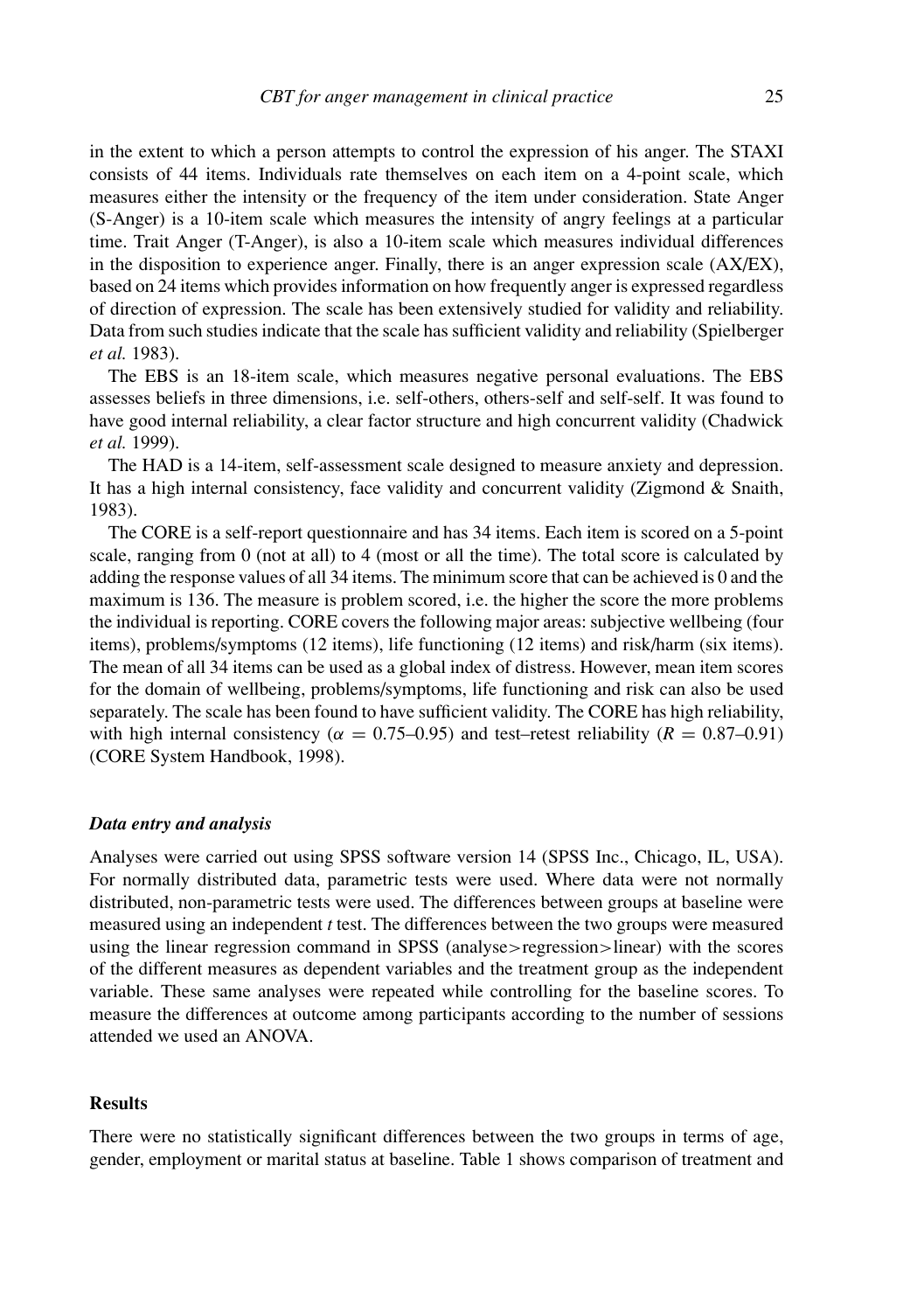in the extent to which a person attempts to control the expression of his anger. The STAXI consists of 44 items. Individuals rate themselves on each item on a 4-point scale, which measures either the intensity or the frequency of the item under consideration. State Anger (S-Anger) is a 10-item scale which measures the intensity of angry feelings at a particular time. Trait Anger (T-Anger), is also a 10-item scale which measures individual differences in the disposition to experience anger. Finally, there is an anger expression scale (AX/EX), based on 24 items which provides information on how frequently anger is expressed regardless of direction of expression. The scale has been extensively studied for validity and reliability. Data from such studies indicate that the scale has sufficient validity and reliability (Spielberger *et al.* 1983).

The EBS is an 18-item scale, which measures negative personal evaluations. The EBS assesses beliefs in three dimensions, i.e. self-others, others-self and self-self. It was found to have good internal reliability, a clear factor structure and high concurrent validity (Chadwick *et al.* 1999).

The HAD is a 14-item, self-assessment scale designed to measure anxiety and depression. It has a high internal consistency, face validity and concurrent validity (Zigmond & Snaith, 1983).

The CORE is a self-report questionnaire and has 34 items. Each item is scored on a 5-point scale, ranging from 0 (not at all) to 4 (most or all the time). The total score is calculated by adding the response values of all 34 items. The minimum score that can be achieved is 0 and the maximum is 136. The measure is problem scored, i.e. the higher the score the more problems the individual is reporting. CORE covers the following major areas: subjective wellbeing (four items), problems/symptoms (12 items), life functioning (12 items) and risk/harm (six items). The mean of all 34 items can be used as a global index of distress. However, mean item scores for the domain of wellbeing, problems/symptoms, life functioning and risk can also be used separately. The scale has been found to have sufficient validity. The CORE has high reliability, with high internal consistency ($\alpha = 0.75$–$0.95$) and test–retest reliability ($R = 0.87$–$0.91$) (CORE System Handbook, 1998).

### *Data entry and analysis*

Analyses were carried out using SPSS software version 14 (SPSS Inc., Chicago, IL, USA). For normally distributed data, parametric tests were used. Where data were not normally distributed, non-parametric tests were used. The differences between groups at baseline were measured using an independent *t* test. The differences between the two groups were measured using the linear regression command in SPSS (analyse>regression>linear) with the scores of the different measures as dependent variables and the treatment group as the independent variable. These same analyses were repeated while controlling for the baseline scores. To measure the differences at outcome among participants according to the number of sessions attended we used an ANOVA.

## Results

There were no statistically significant differences between the two groups in terms of age, gender, employment or marital status at baseline. Table 1 shows comparison of treatment and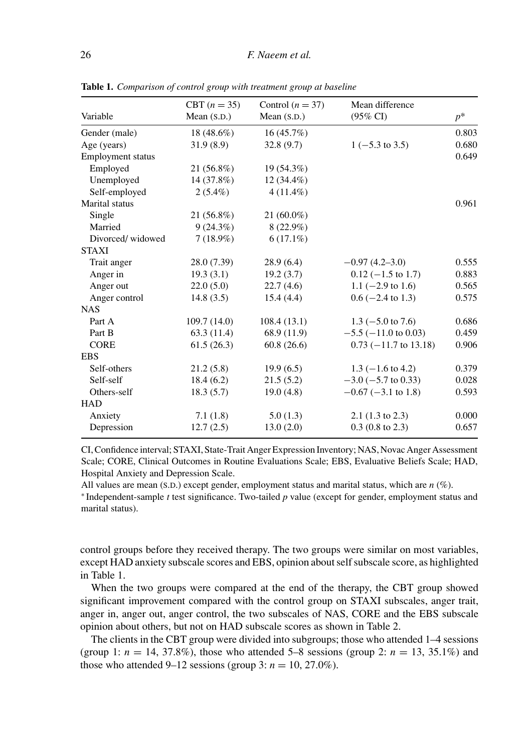**Table 1.** *Comparison of control group with treatment group at baseline*

| Variable | CBT ($n = 35$) Mean (S.D.) | Control ($n = 37$) Mean (S.D.) | Mean difference (95% CI) | $p$* |
|---|---|---|---|---|
| Gender (male) | 18 (48.6%) | 16 (45.7%) | | 0.803 |
| Age (years) | 31.9 (8.9) | 32.8 (9.7) | 1 (−5.3 to 3.5) | 0.680 |
| Employment status | | | | 0.649 |
| Employed | 21 (56.8%) | 19 (54.3%) | | |
| Unemployed | 14 (37.8%) | 12 (34.4%) | | |
| Self-employed | 2 (5.4%) | 4 (11.4%) | | |
| Marital status | | | | 0.961 |
| Single | 21 (56.8%) | 21 (60.0%) | | |
| Married | 9 (24.3%) | 8 (22.9%) | | |
| Divorced/ widowed | 7 (18.9%) | 6 (17.1%) | | |
| STAXI | | | | |
| Trait anger | 28.0 (7.39) | 28.9 (6.4) | −0.97 (4.2–3.0) | 0.555 |
| Anger in | 19.3 (3.1) | 19.2 (3.7) | 0.12 (−1.5 to 1.7) | 0.883 |
| Anger out | 22.0 (5.0) | 22.7 (4.6) | 1.1 (−2.9 to 1.6) | 0.565 |
| Anger control | 14.8 (3.5) | 15.4 (4.4) | 0.6 (−2.4 to 1.3) | 0.575 |
| NAS | | | | |
| Part A | 109.7 (14.0) | 108.4 (13.1) | 1.3 (−5.0 to 7.6) | 0.686 |
| Part B | 63.3 (11.4) | 68.9 (11.9) | −5.5 (−11.0 to 0.03) | 0.459 |
| CORE | 61.5 (26.3) | 60.8 (26.6) | 0.73 (−11.7 to 13.18) | 0.906 |
| EBS | | | | |
| Self-others | 21.2 (5.8) | 19.9 (6.5) | 1.3 (−1.6 to 4.2) | 0.379 |
| Self-self | 18.4 (6.2) | 21.5 (5.2) | −3.0 (−5.7 to 0.33) | 0.028 |
| Others-self | 18.3 (5.7) | 19.0 (4.8) | −0.67 (−3.1 to 1.8) | 0.593 |
| HAD | | | | |
| Anxiety | 7.1 (1.8) | 5.0 (1.3) | 2.1 (1.3 to 2.3) | 0.000 |
| Depression | 12.7 (2.5) | 13.0 (2.0) | 0.3 (0.8 to 2.3) | 0.657 |

CI, Confidence interval; STAXI, State-Trait Anger Expression Inventory; NAS, Novac Anger Assessment Scale; CORE, Clinical Outcomes in Routine Evaluations Scale; EBS, Evaluative Beliefs Scale; HAD, Hospital Anxiety and Depression Scale.

All values are mean (S.D.) except gender, employment status and marital status, which are $n$ (%).

\* Independent-sample $t$ test significance. Two-tailed $p$ value (except for gender, employment status and marital status).

control groups before they received therapy. The two groups were similar on most variables, except HAD anxiety subscale scores and EBS, opinion about self subscale score, as highlighted in Table 1.

When the two groups were compared at the end of the therapy, the CBT group showed significant improvement compared with the control group on STAXI subscales, anger trait, anger in, anger out, anger control, the two subscales of NAS, CORE and the EBS subscale opinion about others, but not on HAD subscale scores as shown in Table 2.

The clients in the CBT group were divided into subgroups; those who attended 1–4 sessions (group 1: $n = 14$, 37.8%), those who attended 5–8 sessions (group 2: $n = 13$, 35.1%) and those who attended 9–12 sessions (group 3: $n = 10$, 27.0%).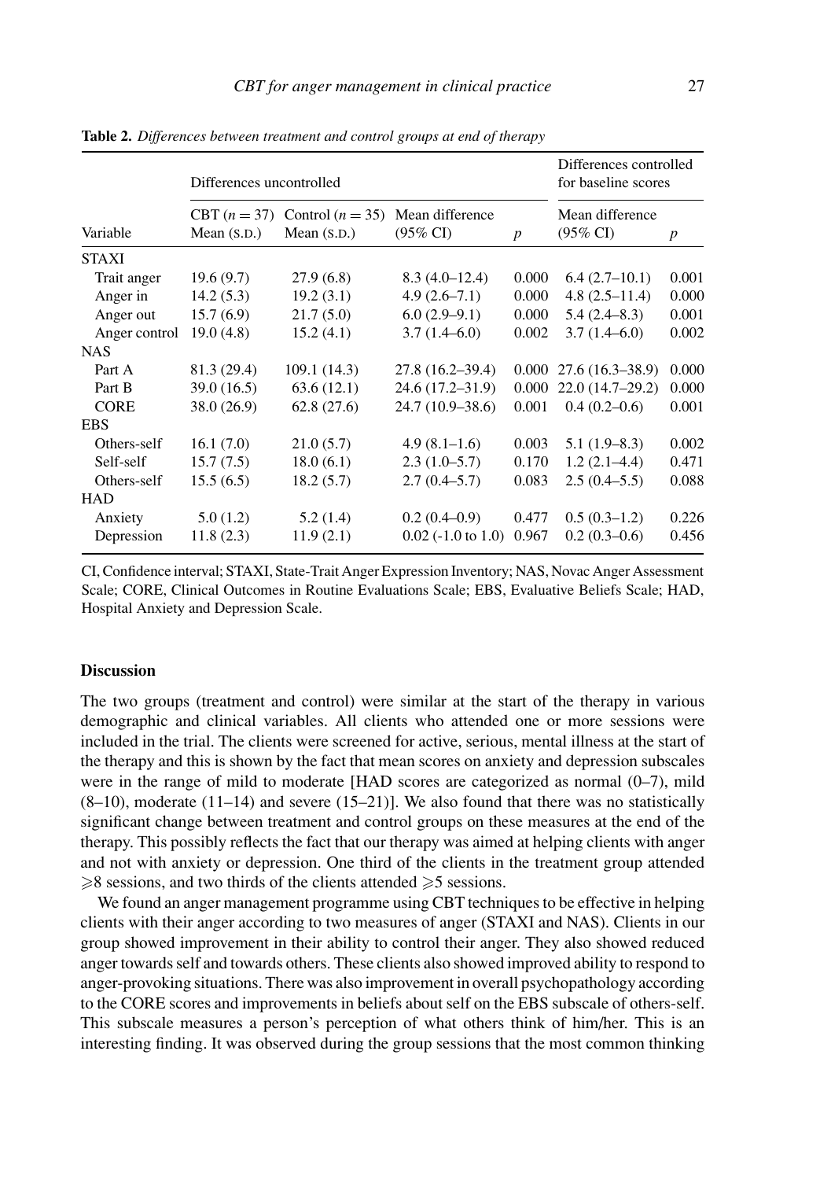**Table 2.** *Differences between treatment and control groups at end of therapy*

| Variable | Differences uncontrolled | | | | Differences controlled for baseline scores | |
|---|---|---|---|---|---|---|
| | CBT ($n = 37$) Mean (S.D.) | Control ($n = 35$) Mean (S.D.) | Mean difference (95% CI) | $p$ | Mean difference (95% CI) | $p$ |
| STAXI | | | | | | |
| Trait anger | 19.6 (9.7) | 27.9 (6.8) | 8.3 (4.0–12.4) | 0.000 | 6.4 (2.7–10.1) | 0.001 |
| Anger in | 14.2 (5.3) | 19.2 (3.1) | 4.9 (2.6–7.1) | 0.000 | 4.8 (2.5–11.4) | 0.000 |
| Anger out | 15.7 (6.9) | 21.7 (5.0) | 6.0 (2.9–9.1) | 0.000 | 5.4 (2.4–8.3) | 0.001 |
| Anger control | 19.0 (4.8) | 15.2 (4.1) | 3.7 (1.4–6.0) | 0.002 | 3.7 (1.4–6.0) | 0.002 |
| NAS | | | | | | |
| Part A | 81.3 (29.4) | 109.1 (14.3) | 27.8 (16.2–39.4) | 0.000 | 27.6 (16.3–38.9) | 0.000 |
| Part B | 39.0 (16.5) | 63.6 (12.1) | 24.6 (17.2–31.9) | 0.000 | 22.0 (14.7–29.2) | 0.000 |
| CORE | 38.0 (26.9) | 62.8 (27.6) | 24.7 (10.9–38.6) | 0.001 | 0.4 (0.2–0.6) | 0.001 |
| EBS | | | | | | |
| Others-self | 16.1 (7.0) | 21.0 (5.7) | 4.9 (8.1–1.6) | 0.003 | 5.1 (1.9–8.3) | 0.002 |
| Self-self | 15.7 (7.5) | 18.0 (6.1) | 2.3 (1.0–5.7) | 0.170 | 1.2 (2.1–4.4) | 0.471 |
| Others-self | 15.5 (6.5) | 18.2 (5.7) | 2.7 (0.4–5.7) | 0.083 | 2.5 (0.4–5.5) | 0.088 |
| HAD | | | | | | |
| Anxiety | 5.0 (1.2) | 5.2 (1.4) | 0.2 (0.4–0.9) | 0.477 | 0.5 (0.3–1.2) | 0.226 |
| Depression | 11.8 (2.3) | 11.9 (2.1) | 0.02 (-1.0 to 1.0) | 0.967 | 0.2 (0.3–0.6) | 0.456 |

CI, Confidence interval; STAXI, State-Trait Anger Expression Inventory; NAS, Novac Anger Assessment Scale; CORE, Clinical Outcomes in Routine Evaluations Scale; EBS, Evaluative Beliefs Scale; HAD, Hospital Anxiety and Depression Scale.

## Discussion

The two groups (treatment and control) were similar at the start of the therapy in various demographic and clinical variables. All clients who attended one or more sessions were included in the trial. The clients were screened for active, serious, mental illness at the start of the therapy and this is shown by the fact that mean scores on anxiety and depression subscales were in the range of mild to moderate [HAD scores are categorized as normal (0–7), mild (8–10), moderate (11–14) and severe (15–21)]. We also found that there was no statistically significant change between treatment and control groups on these measures at the end of the therapy. This possibly reflects the fact that our therapy was aimed at helping clients with anger and not with anxiety or depression. One third of the clients in the treatment group attended $\geqslant$8 sessions, and two thirds of the clients attended $\geqslant$5 sessions.

We found an anger management programme using CBT techniques to be effective in helping clients with their anger according to two measures of anger (STAXI and NAS). Clients in our group showed improvement in their ability to control their anger. They also showed reduced anger towards self and towards others. These clients also showed improved ability to respond to anger-provoking situations. There was also improvement in overall psychopathology according to the CORE scores and improvements in beliefs about self on the EBS subscale of others-self. This subscale measures a person's perception of what others think of him/her. This is an interesting finding. It was observed during the group sessions that the most common thinking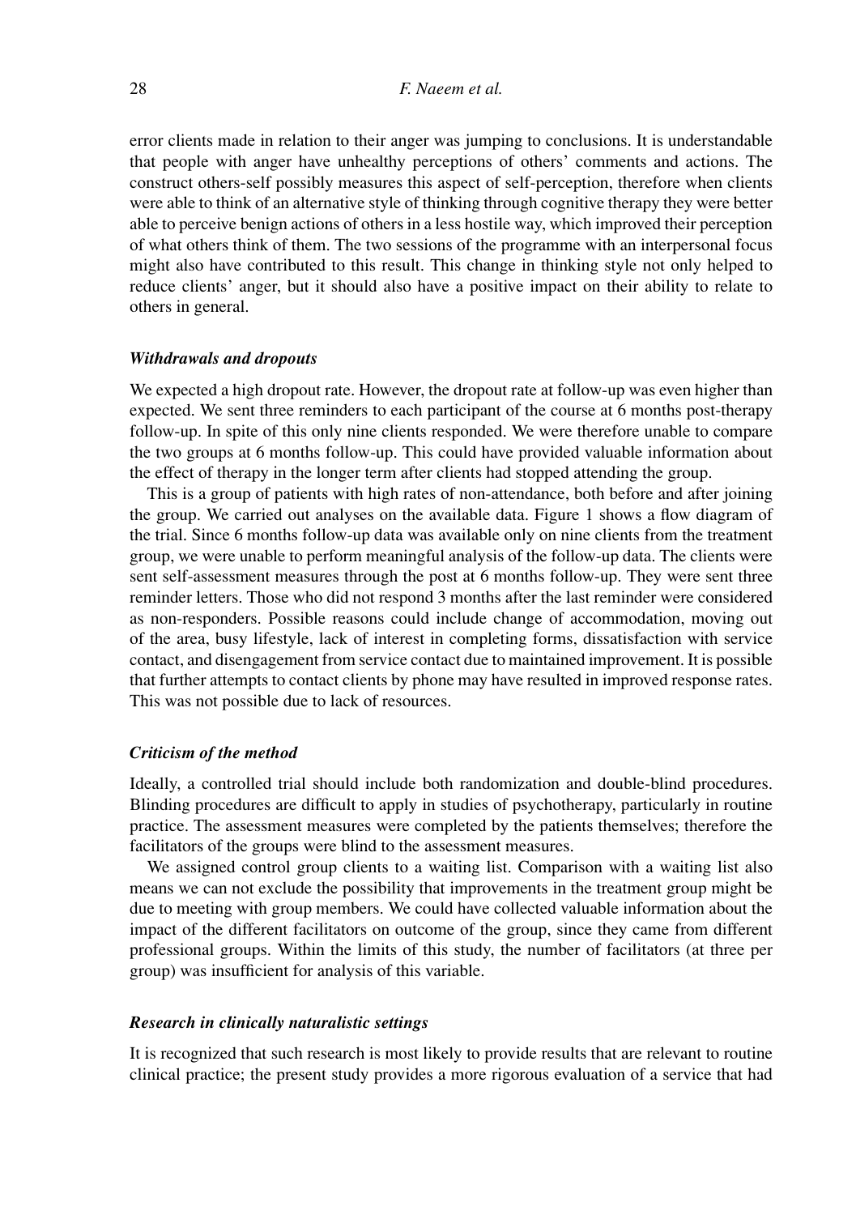error clients made in relation to their anger was jumping to conclusions. It is understandable that people with anger have unhealthy perceptions of others' comments and actions. The construct others-self possibly measures this aspect of self-perception, therefore when clients were able to think of an alternative style of thinking through cognitive therapy they were better able to perceive benign actions of others in a less hostile way, which improved their perception of what others think of them. The two sessions of the programme with an interpersonal focus might also have contributed to this result. This change in thinking style not only helped to reduce clients' anger, but it should also have a positive impact on their ability to relate to others in general.

### *Withdrawals and dropouts*

We expected a high dropout rate. However, the dropout rate at follow-up was even higher than expected. We sent three reminders to each participant of the course at 6 months post-therapy follow-up. In spite of this only nine clients responded. We were therefore unable to compare the two groups at 6 months follow-up. This could have provided valuable information about the effect of therapy in the longer term after clients had stopped attending the group.

This is a group of patients with high rates of non-attendance, both before and after joining the group. We carried out analyses on the available data. Figure 1 shows a flow diagram of the trial. Since 6 months follow-up data was available only on nine clients from the treatment group, we were unable to perform meaningful analysis of the follow-up data. The clients were sent self-assessment measures through the post at 6 months follow-up. They were sent three reminder letters. Those who did not respond 3 months after the last reminder were considered as non-responders. Possible reasons could include change of accommodation, moving out of the area, busy lifestyle, lack of interest in completing forms, dissatisfaction with service contact, and disengagement from service contact due to maintained improvement. It is possible that further attempts to contact clients by phone may have resulted in improved response rates. This was not possible due to lack of resources.

### *Criticism of the method*

Ideally, a controlled trial should include both randomization and double-blind procedures. Blinding procedures are difficult to apply in studies of psychotherapy, particularly in routine practice. The assessment measures were completed by the patients themselves; therefore the facilitators of the groups were blind to the assessment measures.

We assigned control group clients to a waiting list. Comparison with a waiting list also means we can not exclude the possibility that improvements in the treatment group might be due to meeting with group members. We could have collected valuable information about the impact of the different facilitators on outcome of the group, since they came from different professional groups. Within the limits of this study, the number of facilitators (at three per group) was insufficient for analysis of this variable.

### *Research in clinically naturalistic settings*

It is recognized that such research is most likely to provide results that are relevant to routine clinical practice; the present study provides a more rigorous evaluation of a service that had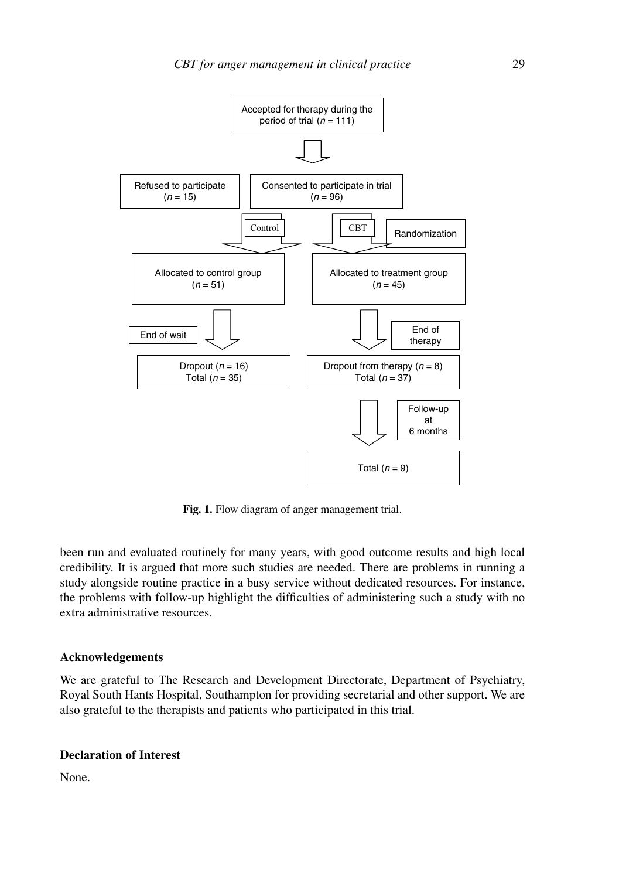Accepted for therapy during the period of trial ($n = 111$)

Refused to participate ($n = 15$)

Consented to participate in trial ($n = 96$)

Randomization: Control / CBT

Allocated to control group ($n = 51$)

Allocated to treatment group ($n = 45$)

End of wait

Dropout ($n = 16$)
Total ($n = 35$)

End of therapy

Dropout from therapy ($n = 8$)
Total ($n = 37$)

Follow-up at 6 months

Total ($n = 9$)

**Fig. 1.** Flow diagram of anger management trial.

been run and evaluated routinely for many years, with good outcome results and high local credibility. It is argued that more such studies are needed. There are problems in running a study alongside routine practice in a busy service without dedicated resources. For instance, the problems with follow-up highlight the difficulties of administering such a study with no extra administrative resources.

### Acknowledgements

We are grateful to The Research and Development Directorate, Department of Psychiatry, Royal South Hants Hospital, Southampton for providing secretarial and other support. We are also grateful to the therapists and patients who participated in this trial.

### Declaration of Interest

None.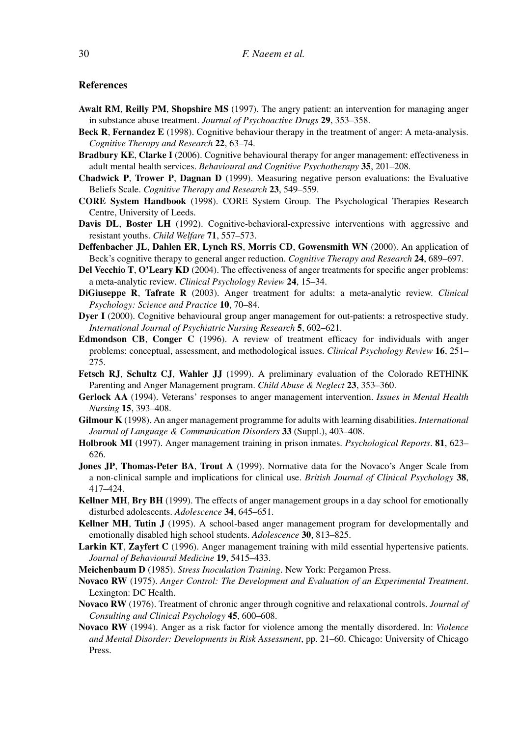## References

**Awalt RM**, **Reilly PM**, **Shopshire MS** (1997). The angry patient: an intervention for managing anger in substance abuse treatment. *Journal of Psychoactive Drugs* **29**, 353–358.

**Beck R**, **Fernandez E** (1998). Cognitive behaviour therapy in the treatment of anger: A meta-analysis. *Cognitive Therapy and Research* **22**, 63–74.

**Bradbury KE**, **Clarke I** (2006). Cognitive behavioural therapy for anger management: effectiveness in adult mental health services. *Behavioural and Cognitive Psychotherapy* **35**, 201–208.

**Chadwick P**, **Trower P**, **Dagnan D** (1999). Measuring negative person evaluations: the Evaluative Beliefs Scale. *Cognitive Therapy and Research* **23**, 549–559.

**CORE System Handbook** (1998). CORE System Group. The Psychological Therapies Research Centre, University of Leeds.

**Davis DL**, **Boster LH** (1992). Cognitive-behavioral-expressive interventions with aggressive and resistant youths. *Child Welfare* **71**, 557–573.

**Deffenbacher JL**, **Dahlen ER**, **Lynch RS**, **Morris CD**, **Gowensmith WN** (2000). An application of Beck's cognitive therapy to general anger reduction. *Cognitive Therapy and Research* **24**, 689–697.

**Del Vecchio T**, **O'Leary KD** (2004). The effectiveness of anger treatments for specific anger problems: a meta-analytic review. *Clinical Psychology Review* **24**, 15–34.

**DiGiuseppe R**, **Tafrate R** (2003). Anger treatment for adults: a meta-analytic review. *Clinical Psychology: Science and Practice* **10**, 70–84.

**Dyer I** (2000). Cognitive behavioural group anger management for out-patients: a retrospective study. *International Journal of Psychiatric Nursing Research* **5**, 602–621.

**Edmondson CB**, **Conger C** (1996). A review of treatment efficacy for individuals with anger problems: conceptual, assessment, and methodological issues. *Clinical Psychology Review* **16**, 251–275.

**Fetsch RJ**, **Schultz CJ**, **Wahler JJ** (1999). A preliminary evaluation of the Colorado RETHINK Parenting and Anger Management program. *Child Abuse & Neglect* **23**, 353–360.

**Gerlock AA** (1994). Veterans' responses to anger management intervention. *Issues in Mental Health Nursing* **15**, 393–408.

**Gilmour K** (1998). An anger management programme for adults with learning disabilities. *International Journal of Language & Communication Disorders* **33** (Suppl.), 403–408.

**Holbrook MI** (1997). Anger management training in prison inmates. *Psychological Reports*. **81**, 623–626.

**Jones JP**, **Thomas-Peter BA**, **Trout A** (1999). Normative data for the Novaco's Anger Scale from a non-clinical sample and implications for clinical use. *British Journal of Clinical Psychology* **38**, 417–424.

**Kellner MH**, **Bry BH** (1999). The effects of anger management groups in a day school for emotionally disturbed adolescents. *Adolescence* **34**, 645–651.

**Kellner MH**, **Tutin J** (1995). A school-based anger management program for developmentally and emotionally disabled high school students. *Adolescence* **30**, 813–825.

**Larkin KT**, **Zayfert C** (1996). Anger management training with mild essential hypertensive patients. *Journal of Behavioural Medicine* **19**, 5415–433.

**Meichenbaum D** (1985). *Stress Inoculation Training*. New York: Pergamon Press.

**Novaco RW** (1975). *Anger Control: The Development and Evaluation of an Experimental Treatment*. Lexington: DC Health.

**Novaco RW** (1976). Treatment of chronic anger through cognitive and relaxational controls. *Journal of Consulting and Clinical Psychology* **45**, 600–608.

**Novaco RW** (1994). Anger as a risk factor for violence among the mentally disordered. In: *Violence and Mental Disorder: Developments in Risk Assessment*, pp. 21–60. Chicago: University of Chicago Press.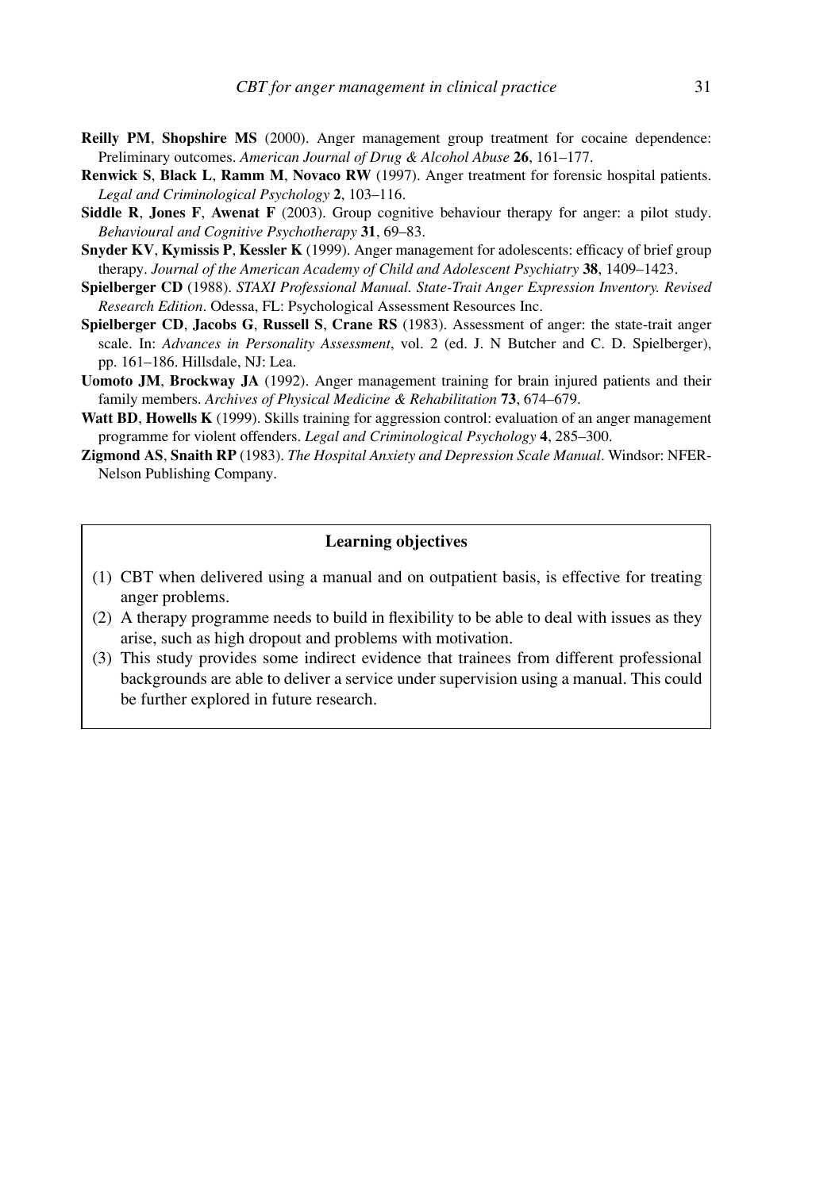**Reilly PM**, **Shopshire MS** (2000). Anger management group treatment for cocaine dependence: Preliminary outcomes. *American Journal of Drug & Alcohol Abuse* **26**, 161–177.

**Renwick S**, **Black L**, **Ramm M**, **Novaco RW** (1997). Anger treatment for forensic hospital patients. *Legal and Criminological Psychology* **2**, 103–116.

**Siddle R**, **Jones F**, **Awenat F** (2003). Group cognitive behaviour therapy for anger: a pilot study. *Behavioural and Cognitive Psychotherapy* **31**, 69–83.

**Snyder KV**, **Kymissis P**, **Kessler K** (1999). Anger management for adolescents: efficacy of brief group therapy. *Journal of the American Academy of Child and Adolescent Psychiatry* **38**, 1409–1423.

**Spielberger CD** (1988). *STAXI Professional Manual. State-Trait Anger Expression Inventory. Revised Research Edition*. Odessa, FL: Psychological Assessment Resources Inc.

**Spielberger CD**, **Jacobs G**, **Russell S**, **Crane RS** (1983). Assessment of anger: the state-trait anger scale. In: *Advances in Personality Assessment*, vol. 2 (ed. J. N Butcher and C. D. Spielberger), pp. 161–186. Hillsdale, NJ: Lea.

**Uomoto JM**, **Brockway JA** (1992). Anger management training for brain injured patients and their family members. *Archives of Physical Medicine & Rehabilitation* **73**, 674–679.

**Watt BD**, **Howells K** (1999). Skills training for aggression control: evaluation of an anger management programme for violent offenders. *Legal and Criminological Psychology* **4**, 285–300.

**Zigmond AS**, **Snaith RP** (1983). *The Hospital Anxiety and Depression Scale Manual*. Windsor: NFER-Nelson Publishing Company.

**Learning objectives**

(1) CBT when delivered using a manual and on outpatient basis, is effective for treating anger problems.

(2) A therapy programme needs to build in flexibility to be able to deal with issues as they arise, such as high dropout and problems with motivation.

(3) This study provides some indirect evidence that trainees from different professional backgrounds are able to deliver a service under supervision using a manual. This could be further explored in future research.